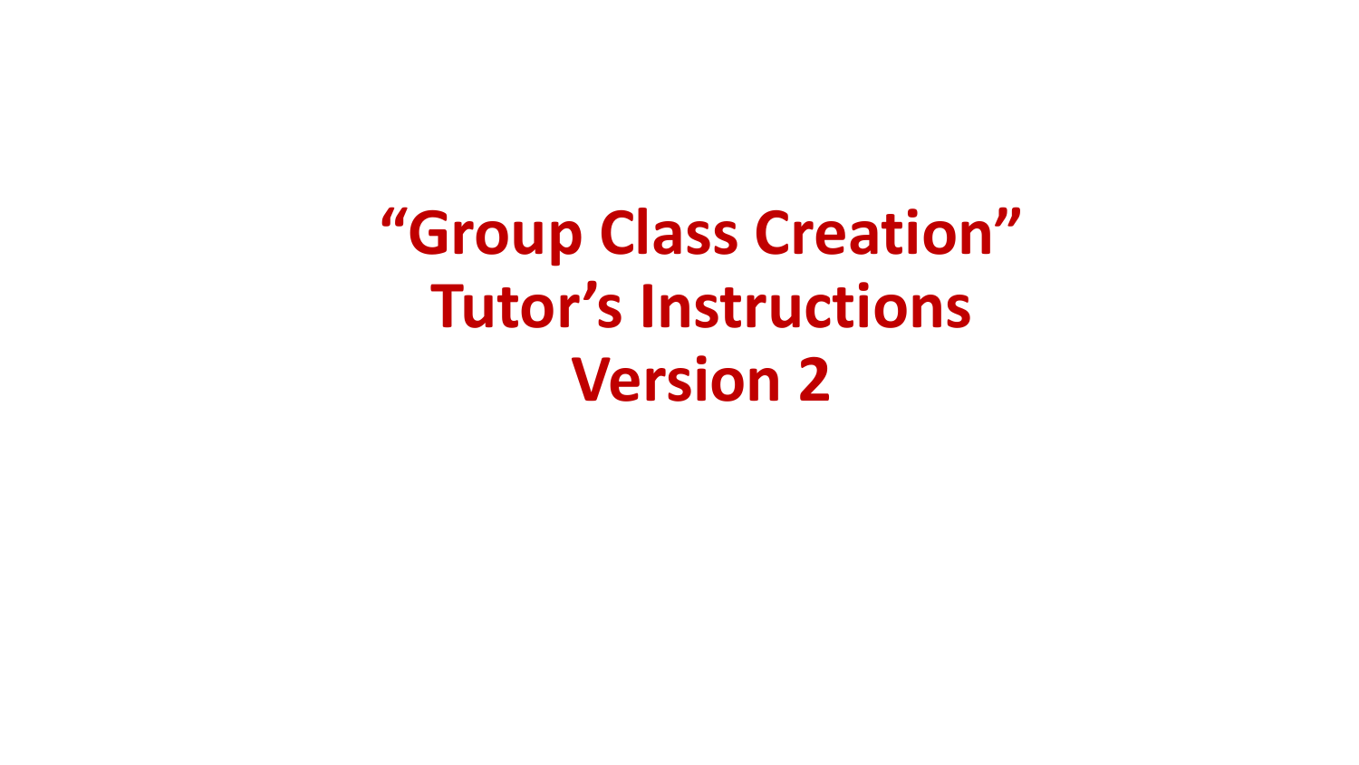# “Group Class Creation” Tutor’s Instructions Version 2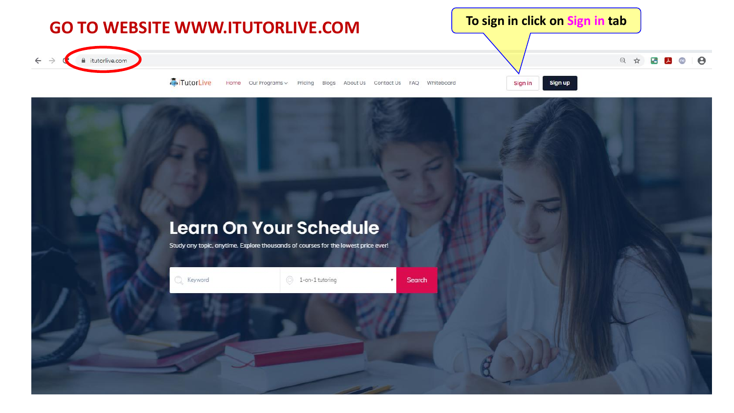# GO TO WEBSITE WWW.ITUTORLIVE.COM

To sign in click on Sign in tab

itutorlive.com

iTutorLive

Home | Our Programs | Pricing | Blogs | About Us | Contact Us | FAQ | Whiteboard | Sign in | Sign up

## Learn On Your Schedule

Study any topic, anytime. Explore thousands of courses for the lowest price ever!

Keyword | 1-on-1 tutoring | Search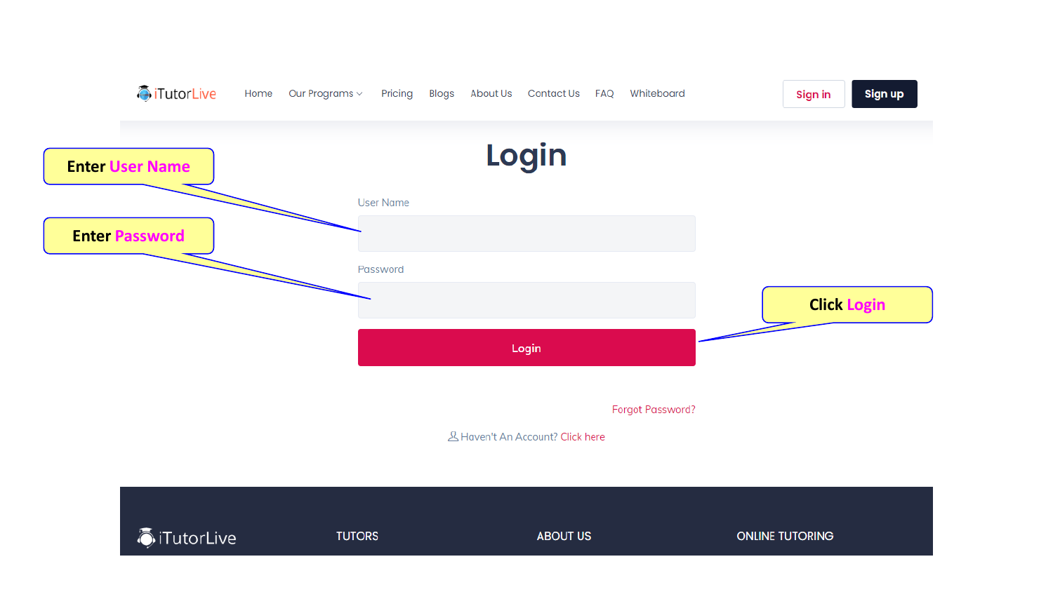iTutorLive

Home | Our Programs | Pricing | Blogs | About Us | Contact Us | FAQ | Whiteboard

Sign in | Sign up

# Login

Enter User Name

User Name

Enter Password

Password

Click Login

Login

Forgot Password?

Haven't An Account? Click here

iTutorLive

TUTORS

ABOUT US

ONLINE TUTORING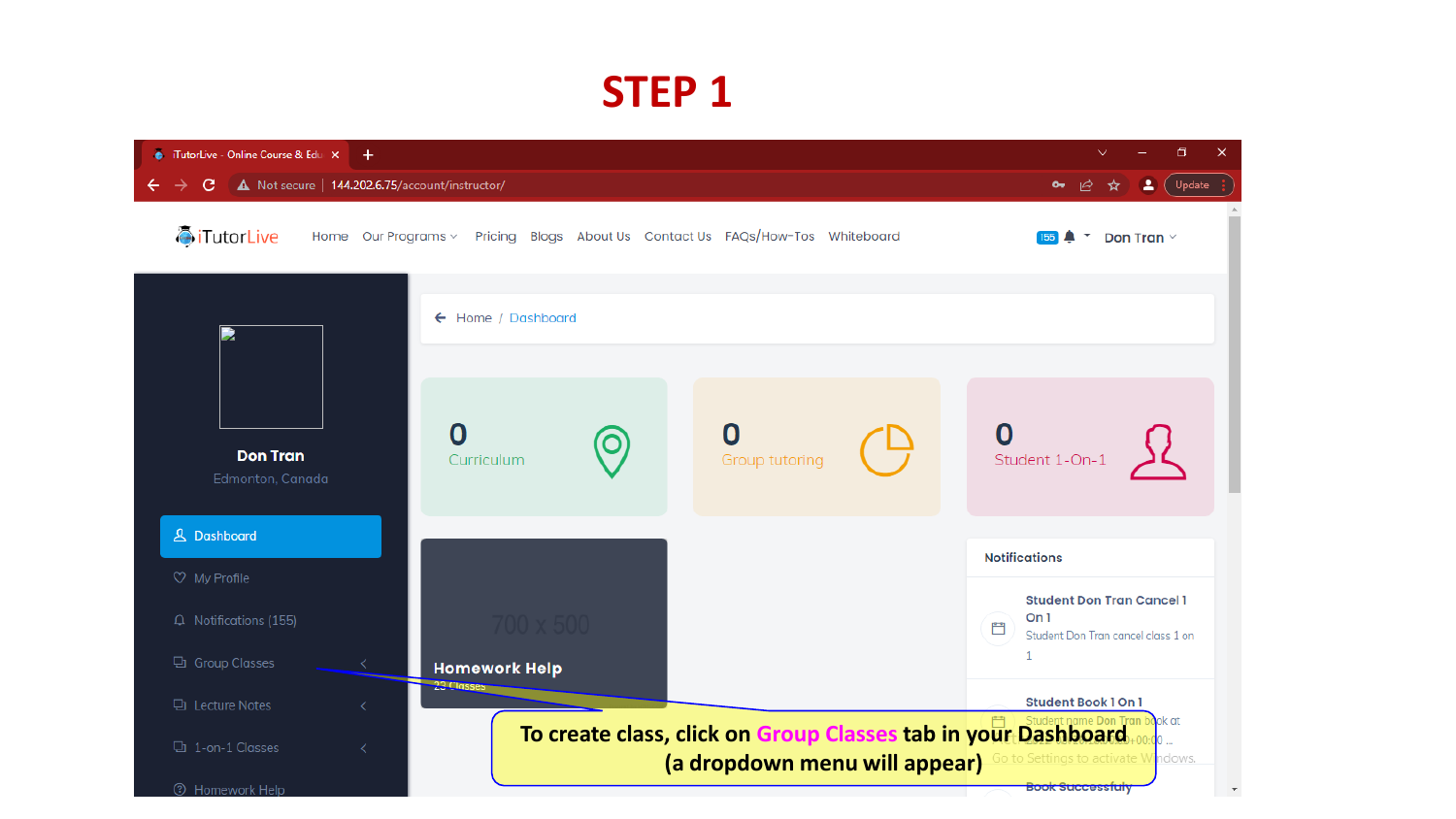# STEP 1

To create class, click on Group Classes tab in your Dashboard (a dropdown menu will appear)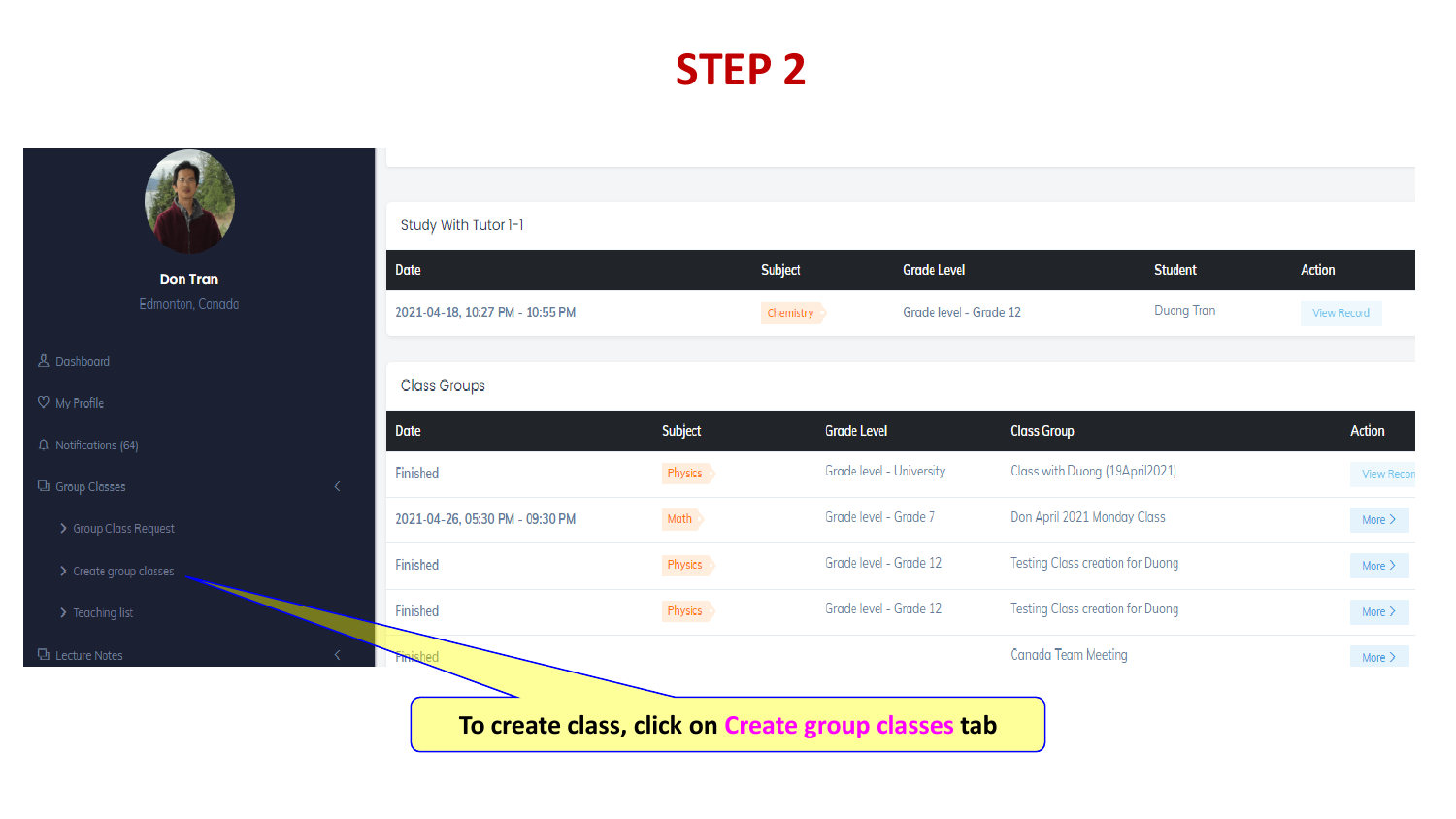# STEP 2

Don Tran

Edmonton, Canada

- Dashboard
- My Profile
- Notifications (64)
- Group Classes
  - Group Class Request
  - Create group classes
  - Teaching list
- Lecture Notes

Study With Tutor 1-1

| Date | Subject | Grade Level | Student | Action |
|---|---|---|---|---|
| 2021-04-18, 10:27 PM - 10:55 PM | Chemistry | Grade level - Grade 12 | Duong Tran | View Record |

Class Groups

| Date | Subject | Grade Level | Class Group | Action |
|---|---|---|---|---|
| Finished | Physics | Grade level - University | Class with Duong (19April2021) | View Record |
| 2021-04-26, 05:30 PM - 09:30 PM | Math | Grade level - Grade 7 | Don April 2021 Monday Class | More > |
| Finished | Physics | Grade level - Grade 12 | Testing Class creation for Duong | More > |
| Finished | Physics | Grade level - Grade 12 | Testing Class creation for Duong | More > |
| Finished | | | Canada Team Meeting | More > |

**To create class, click on Create group classes tab**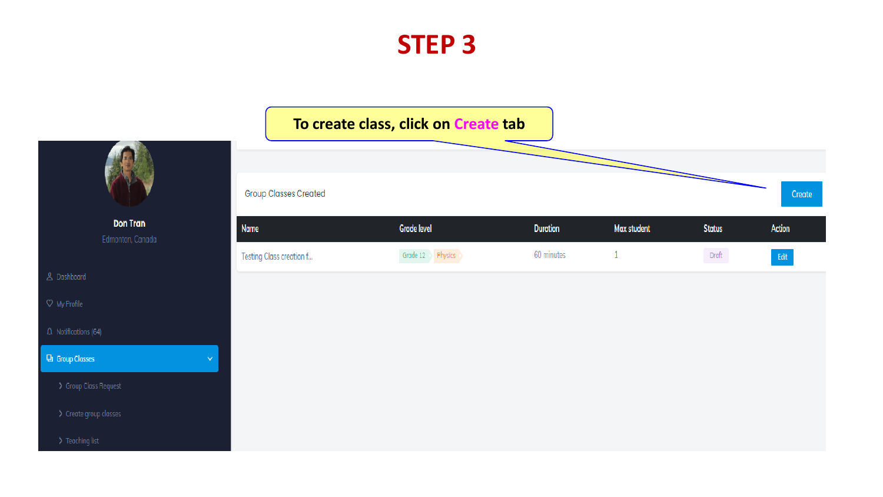# STEP 3

To create class, click on **Create** tab

Don Tran

Edmonton, Canada

- Dashboard
- My Profile
- Notifications (64)
- Group Classes
  - Group Class Request
  - Create group classes
  - Teaching list

Group Classes Created

Create

| Name | Grade level | Duration | Max student | Status | Action |
|---|---|---|---|---|---|
| Testing Class creation f... | Grade 12 Physics | 60 minutes | 1 | Draft | Edit |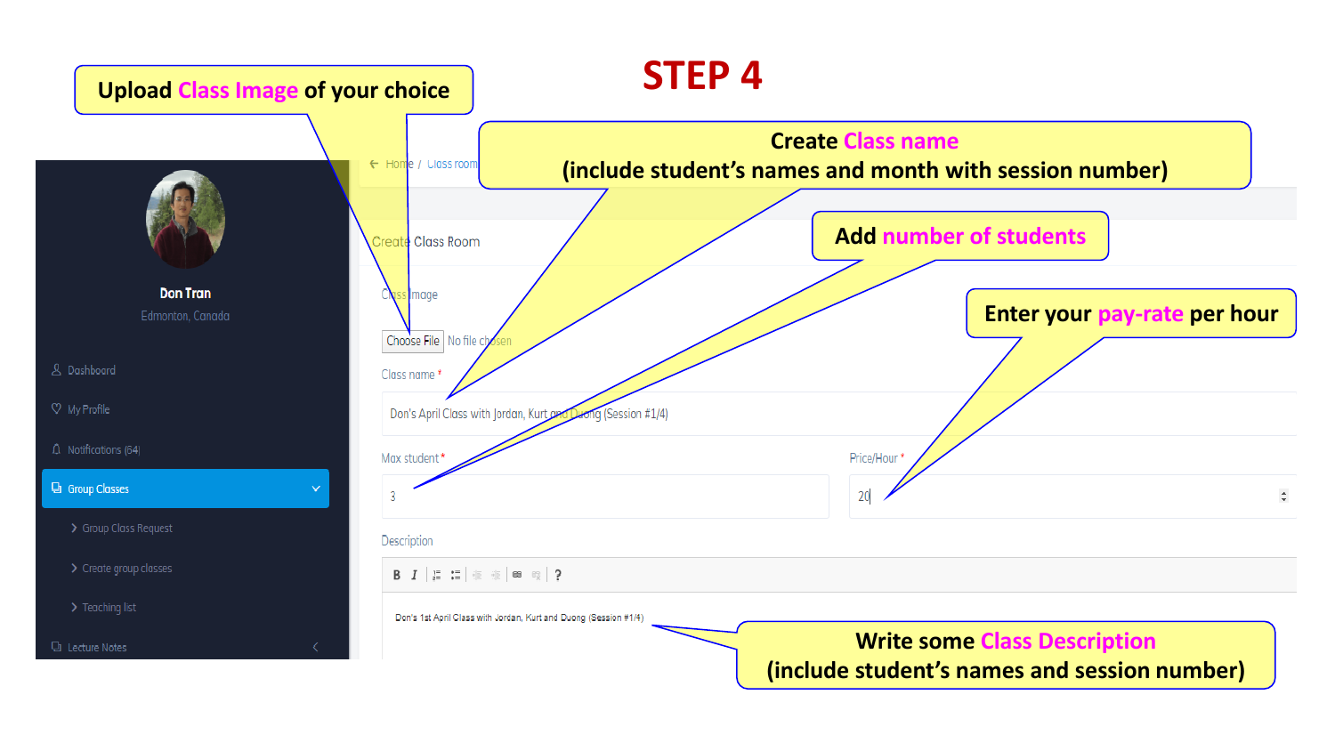# STEP 4

**Upload Class Image of your choice**

**Create Class name (include student's names and month with session number)**

**Add number of students**

**Enter your pay-rate per hour**

**Write some Class Description (include student's names and session number)**

Home / Class room

Don Tran
Edmonton, Canada

- Dashboard
- My Profile
- Notifications (64)
- Group Classes
  - Group Class Request
  - Create group classes
  - Teaching list
- Lecture Notes

Create Class Room

Class image

Choose File No file chosen

Class name *

Don's April Class with Jordan, Kurt and Duong (Session #1/4)

Max student *

3

Price/Hour *

20

Description

Don's 1st April Class with Jordan, Kurt and Duong (Session #1/4)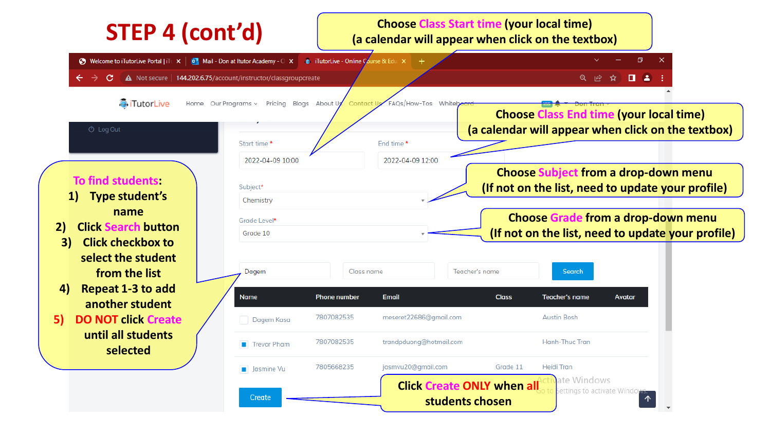# STEP 4 (cont'd)

Choose **Class Start time** (your local time)
(a calendar will appear when click on the textbox)

Choose **Class End time** (your local time)
(a calendar will appear when click on the textbox)

Choose **Subject** from a drop-down menu
(If not on the list, need to update your profile)

Choose **Grade** from a drop-down menu
(If not on the list, need to update your profile)

**To find students:**

1) Type student's name
2) Click **Search** button
3) Click checkbox to select the student from the list
4) Repeat 1-3 to add another student
5) **DO NOT** click **Create** until all students selected

Click **Create ONLY** when **all** students chosen

Start time * 2022-04-09 10:00

End time * 2022-04-09 12:00

Subject* Chemistry

Grade Level* Grade 10

Dagem | Class name | Teacher's name | Search

| Name | Phone number | Email | Class | Teacher's name | Avatar |
|---|---|---|---|---|---|
| ☐ Dagem Kasa | 7807082535 | meseret22686@gmail.com | | Austin Bosh | |
| ☑ Trevor Pham | 7807082535 | trandpduong@hotmail.com | | Hanh-Thuc Tran | |
| ☑ Jasmine Vu | 7805668235 | jasmvu20@gmail.com | Grade 11 | Heidi Tran | |

Create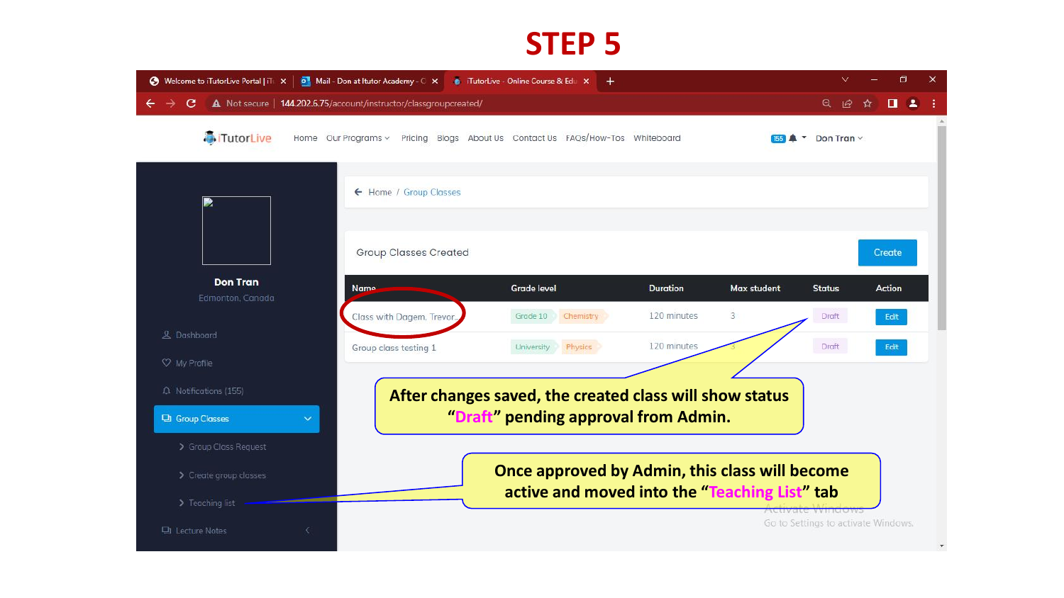# STEP 5

Home / Group Classes

Group Classes Created

Create

| Name | Grade level | Duration | Max student | Status | Action |
|---|---|---|---|---|---|
| Class with Dagem, Trevor | Grade 10 Chemistry | 120 minutes | 3 | Draft | Edit |
| Group class testing 1 | University Physics | 120 minutes | 3 | Draft | Edit |

Don Tran
Edmonton, Canada

- Dashboard
- My Profile
- Notifications (155)
- Group Classes
  - Group Class Request
  - Create group classes
  - Teaching list
- Lecture Notes

**After changes saved, the created class will show status "Draft" pending approval from Admin.**

**Once approved by Admin, this class will become active and moved into the "Teaching List" tab**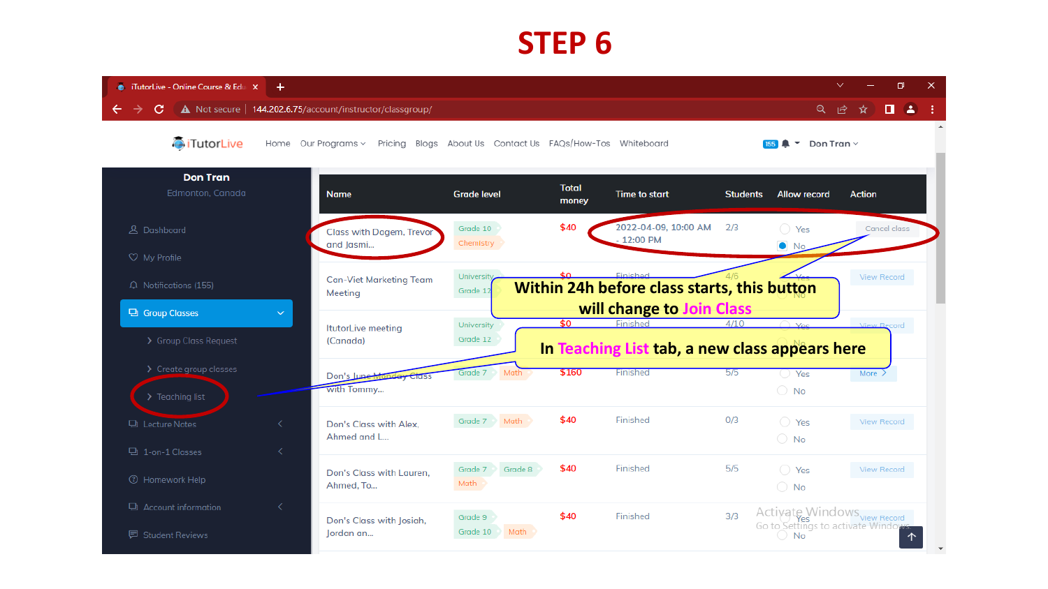# STEP 6

iTutorLive - Online Course & Edu

Not secure | 144.202.6.75/account/instructor/classgroup/

iTutorLive — Home | Our Programs | Pricing | Blogs | About Us | Contact Us | FAQs/How-Tos | Whiteboard | 155 | Don Tran

**Don Tran**
Edmonton, Canada

- Dashboard
- My Profile
- Notifications (155)
- Group Classes
  - Group Class Request
  - Create group classes
  - Teaching list
- Lecture Notes
- 1-on-1 Classes
- Homework Help
- Account information
- Student Reviews

| Name | Grade level | Total money | Time to start | Students | Allow record | Action |
|---|---|---|---|---|---|---|
| Class with Dagem, Trevor and Jasmi... | Grade 10, Chemistry | $40 | 2022-04-09, 10:00 AM - 12:00 PM | 2/3 | Yes / No | Cancel class |
| Can-Viet Marketing Team Meeting | University, Grade 12 | $0 | Finished | 4/6 | Yes / No | View Record |
| ItutorLive meeting (Canada) | University, Grade 12 | $0 | Finished | 4/10 | Yes / No | View Record |
| Don's June Monday Class with Tommy... | Grade 7, Math | $160 | Finished | 5/5 | Yes / No | More |
| Don's Class with Alex, Ahmed and L... | Grade 7, Math | $40 | Finished | 0/3 | Yes / No | View Record |
| Don's Class with Lauren, Ahmed, To... | Grade 7, Grade 8, Math | $40 | Finished | 5/5 | Yes / No | View Record |
| Don's Class with Josiah, Jordan an... | Grade 9, Grade 10, Math | $40 | Finished | 3/3 | Yes / No | View Record |

**Within 24h before class starts, this button will change to Join Class**

**In Teaching List tab, a new class appears here**